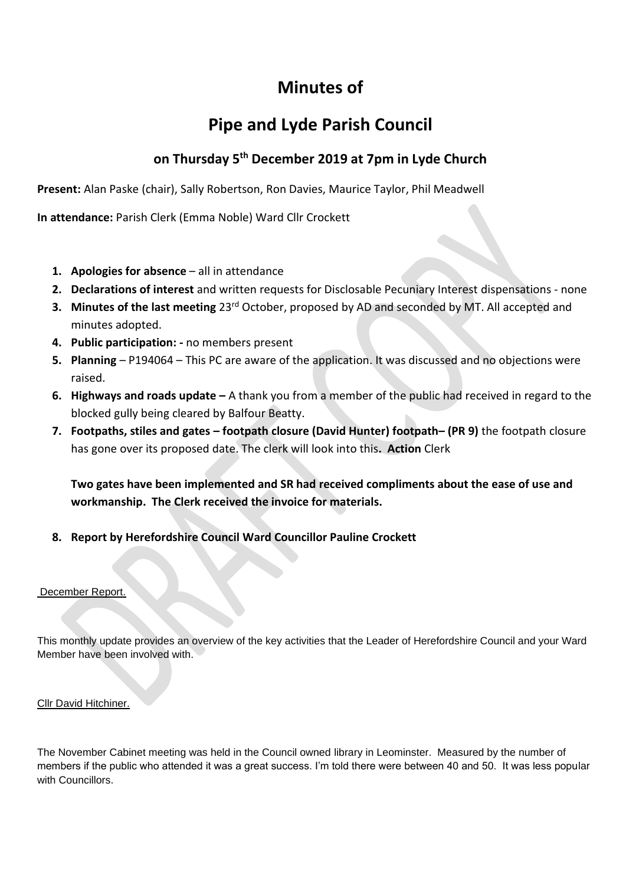# Minutes of

# Pipe and Lyde Parish Council

## on Thursday 5th December 2019 at 7pm in Lyde Church

**Present:** Alan Paske (chair), Sally Robertson, Ron Davies, Maurice Taylor, Phil Meadwell

**In attendance:** Parish Clerk (Emma Noble) Ward Cllr Crockett

1. **Apologies for absence** – all in attendance
2. **Declarations of interest** and written requests for Disclosable Pecuniary Interest dispensations - none
3. **Minutes of the last meeting** 23rd October, proposed by AD and seconded by MT. All accepted and minutes adopted.
4. **Public participation: -** no members present
5. **Planning** – P194064 – This PC are aware of the application. It was discussed and no objections were raised.
6. **Highways and roads update –** A thank you from a member of the public had received in regard to the blocked gully being cleared by Balfour Beatty.
7. **Footpaths, stiles and gates – footpath closure (David Hunter) footpath– (PR 9)** the footpath closure has gone over its proposed date. The clerk will look into this**. Action** Clerk

   **Two gates have been implemented and SR had received compliments about the ease of use and workmanship. The Clerk received the invoice for materials.**

8. **Report by Herefordshire Council Ward Councillor Pauline Crockett**

December Report.

This monthly update provides an overview of the key activities that the Leader of Herefordshire Council and your Ward Member have been involved with.

Cllr David Hitchiner.

The November Cabinet meeting was held in the Council owned library in Leominster. Measured by the number of members if the public who attended it was a great success. I'm told there were between 40 and 50. It was less popular with Councillors.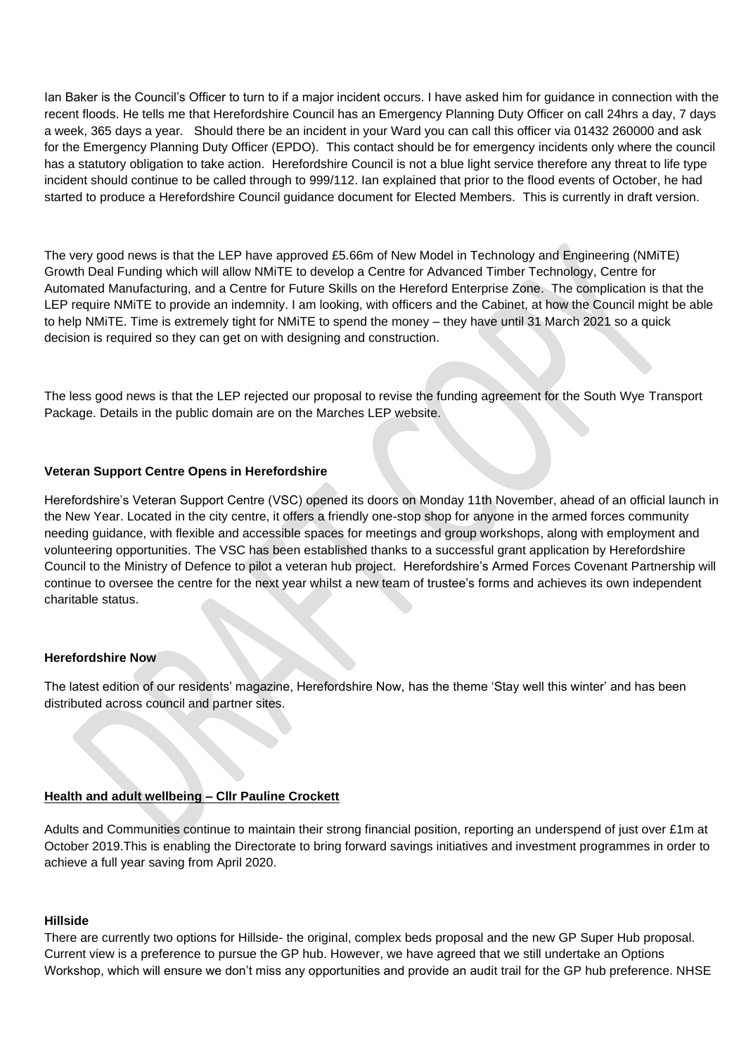Ian Baker is the Council's Officer to turn to if a major incident occurs. I have asked him for guidance in connection with the recent floods. He tells me that Herefordshire Council has an Emergency Planning Duty Officer on call 24hrs a day, 7 days a week, 365 days a year. Should there be an incident in your Ward you can call this officer via 01432 260000 and ask for the Emergency Planning Duty Officer (EPDO). This contact should be for emergency incidents only where the council has a statutory obligation to take action. Herefordshire Council is not a blue light service therefore any threat to life type incident should continue to be called through to 999/112. Ian explained that prior to the flood events of October, he had started to produce a Herefordshire Council guidance document for Elected Members. This is currently in draft version.

The very good news is that the LEP have approved £5.66m of New Model in Technology and Engineering (NMiTE) Growth Deal Funding which will allow NMiTE to develop a Centre for Advanced Timber Technology, Centre for Automated Manufacturing, and a Centre for Future Skills on the Hereford Enterprise Zone. The complication is that the LEP require NMiTE to provide an indemnity. I am looking, with officers and the Cabinet, at how the Council might be able to help NMiTE. Time is extremely tight for NMiTE to spend the money – they have until 31 March 2021 so a quick decision is required so they can get on with designing and construction.

The less good news is that the LEP rejected our proposal to revise the funding agreement for the South Wye Transport Package. Details in the public domain are on the Marches LEP website.

**Veteran Support Centre Opens in Herefordshire**

Herefordshire's Veteran Support Centre (VSC) opened its doors on Monday 11th November, ahead of an official launch in the New Year. Located in the city centre, it offers a friendly one-stop shop for anyone in the armed forces community needing guidance, with flexible and accessible spaces for meetings and group workshops, along with employment and volunteering opportunities. The VSC has been established thanks to a successful grant application by Herefordshire Council to the Ministry of Defence to pilot a veteran hub project. Herefordshire's Armed Forces Covenant Partnership will continue to oversee the centre for the next year whilst a new team of trustee's forms and achieves its own independent charitable status.

**Herefordshire Now**

The latest edition of our residents' magazine, Herefordshire Now, has the theme 'Stay well this winter' and has been distributed across council and partner sites.

**Health and adult wellbeing – Cllr Pauline Crockett**

Adults and Communities continue to maintain their strong financial position, reporting an underspend of just over £1m at October 2019.This is enabling the Directorate to bring forward savings initiatives and investment programmes in order to achieve a full year saving from April 2020.

**Hillside**

There are currently two options for Hillside- the original, complex beds proposal and the new GP Super Hub proposal. Current view is a preference to pursue the GP hub. However, we have agreed that we still undertake an Options Workshop, which will ensure we don't miss any opportunities and provide an audit trail for the GP hub preference. NHSE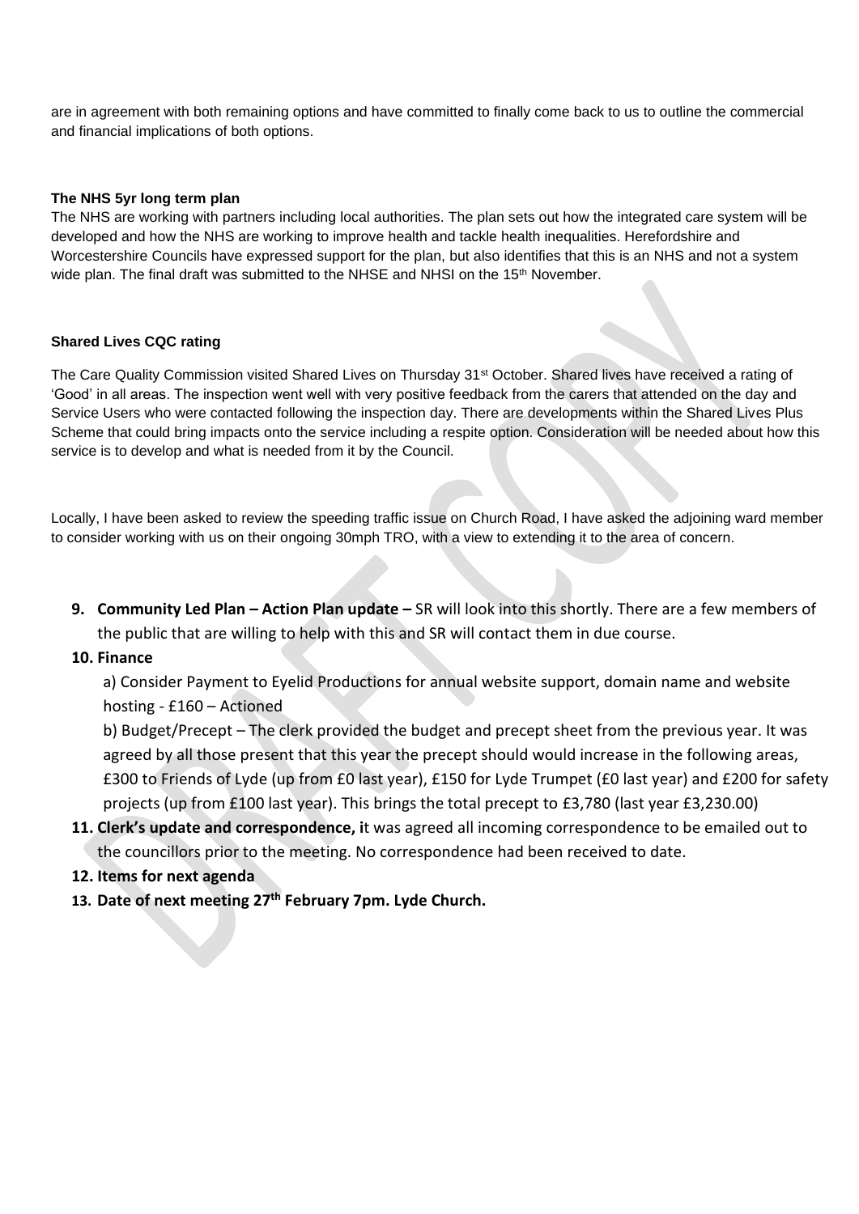are in agreement with both remaining options and have committed to finally come back to us to outline the commercial and financial implications of both options.

**The NHS 5yr long term plan**

The NHS are working with partners including local authorities. The plan sets out how the integrated care system will be developed and how the NHS are working to improve health and tackle health inequalities. Herefordshire and Worcestershire Councils have expressed support for the plan, but also identifies that this is an NHS and not a system wide plan. The final draft was submitted to the NHSE and NHSI on the 15th November.

**Shared Lives CQC rating**

The Care Quality Commission visited Shared Lives on Thursday 31st October. Shared lives have received a rating of 'Good' in all areas. The inspection went well with very positive feedback from the carers that attended on the day and Service Users who were contacted following the inspection day. There are developments within the Shared Lives Plus Scheme that could bring impacts onto the service including a respite option. Consideration will be needed about how this service is to develop and what is needed from it by the Council.

Locally, I have been asked to review the speeding traffic issue on Church Road, I have asked the adjoining ward member to consider working with us on their ongoing 30mph TRO, with a view to extending it to the area of concern.

9. **Community Led Plan – Action Plan update –** SR will look into this shortly. There are a few members of the public that are willing to help with this and SR will contact them in due course.
10. **Finance**

    a) Consider Payment to Eyelid Productions for annual website support, domain name and website hosting - £160 – Actioned

    b) Budget/Precept – The clerk provided the budget and precept sheet from the previous year. It was agreed by all those present that this year the precept should would increase in the following areas, £300 to Friends of Lyde (up from £0 last year), £150 for Lyde Trumpet (£0 last year) and £200 for safety projects (up from £100 last year). This brings the total precept to £3,780 (last year £3,230.00)
11. **Clerk's update and correspondence, i**t was agreed all incoming correspondence to be emailed out to the councillors prior to the meeting. No correspondence had been received to date.
12. **Items for next agenda**
13. **Date of next meeting 27th February 7pm. Lyde Church.**